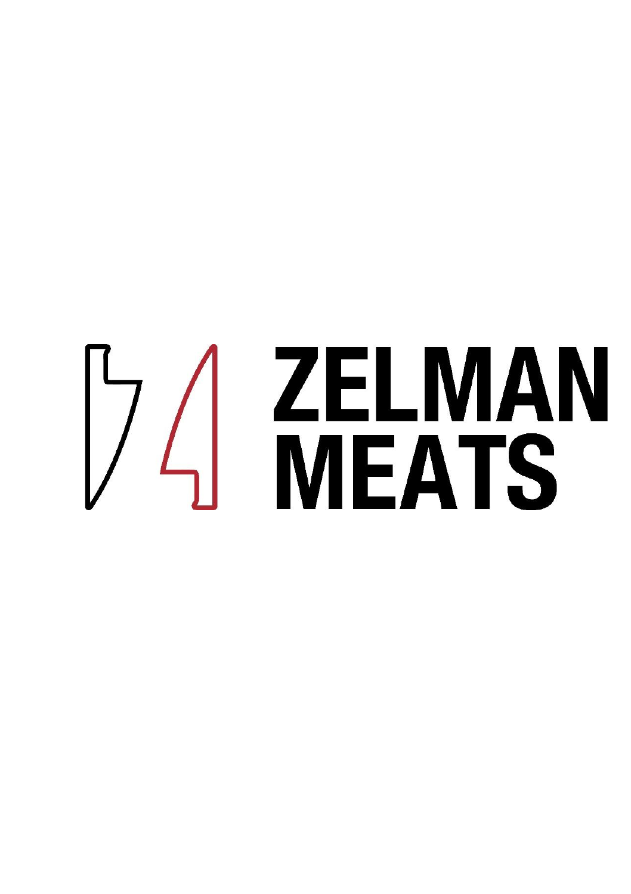# ZELMAN MEATS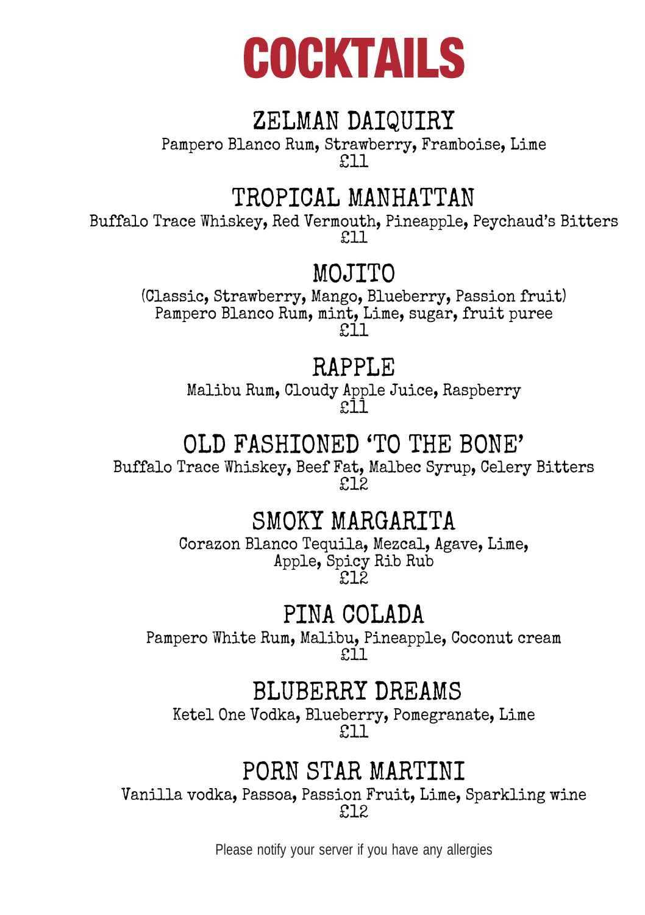# COCKTAILS

## ZELMAN DAIQUIRY

Pampero Blanco Rum, Strawberry, Framboise, Lime
£11

## TROPICAL MANHATTAN

Buffalo Trace Whiskey, Red Vermouth, Pineapple, Peychaud's Bitters
£11

## MOJITO

(Classic, Strawberry, Mango, Blueberry, Passion fruit)
Pampero Blanco Rum, mint, Lime, sugar, fruit puree
£11

## RAPPLE

Malibu Rum, Cloudy Apple Juice, Raspberry
£11

## OLD FASHIONED 'TO THE BONE'

Buffalo Trace Whiskey, Beef Fat, Malbec Syrup, Celery Bitters
£12

## SMOKY MARGARITA

Corazon Blanco Tequila, Mezcal, Agave, Lime,
Apple, Spicy Rib Rub
£12

## PINA COLADA

Pampero White Rum, Malibu, Pineapple, Coconut cream
£11

## BLUBERRY DREAMS

Ketel One Vodka, Blueberry, Pomegranate, Lime
£11

## PORN STAR MARTINI

Vanilla vodka, Passoa, Passion Fruit, Lime, Sparkling wine
£12

Please notify your server if you have any allergies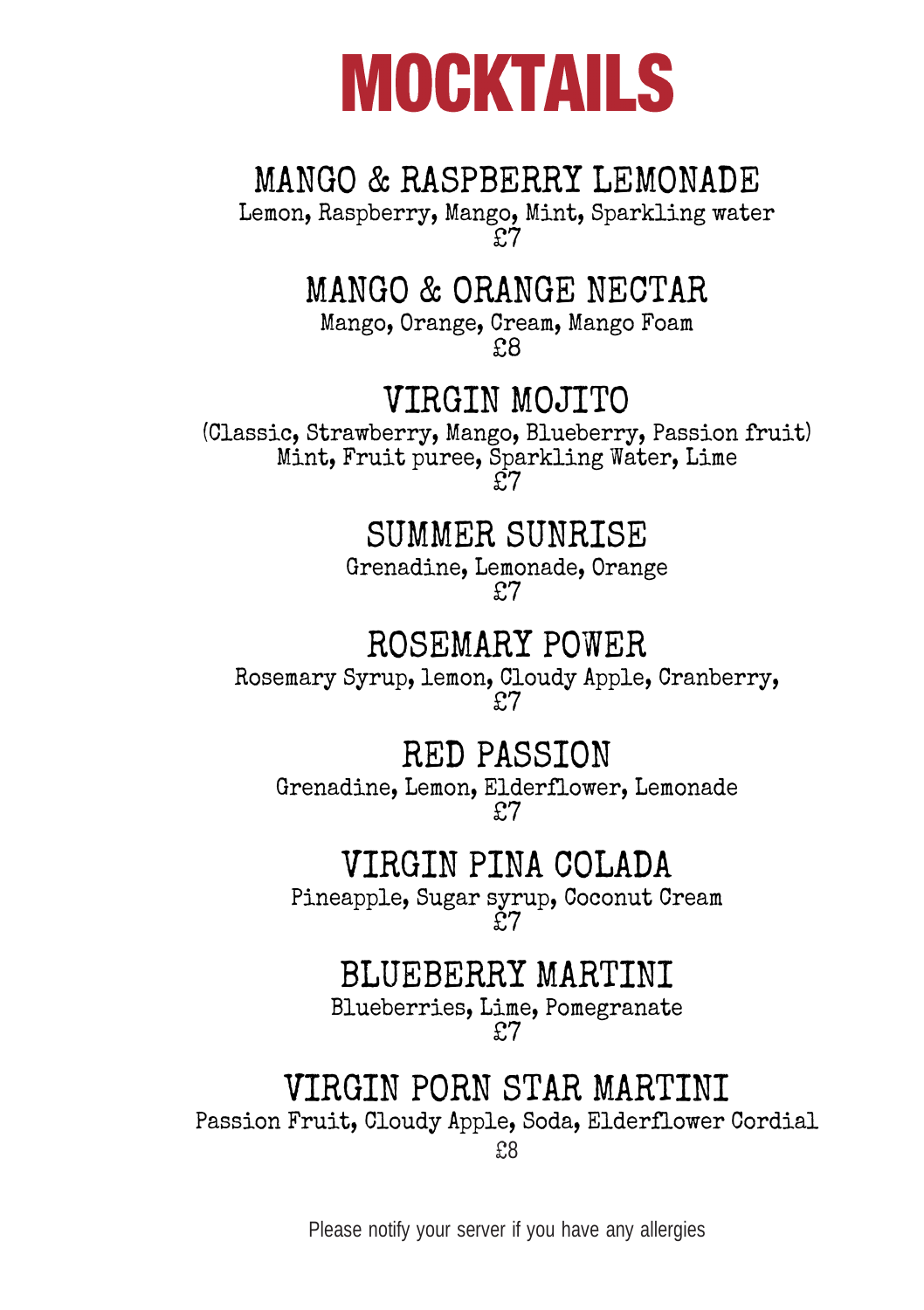# MOCKTAILS

## MANGO & RASPBERRY LEMONADE

Lemon, Raspberry, Mango, Mint, Sparkling water
£7

## MANGO & ORANGE NECTAR

Mango, Orange, Cream, Mango Foam
£8

## VIRGIN MOJITO

(Classic, Strawberry, Mango, Blueberry, Passion fruit)
Mint, Fruit puree, Sparkling Water, Lime
£7

## SUMMER SUNRISE

Grenadine, Lemonade, Orange
£7

## ROSEMARY POWER

Rosemary Syrup, lemon, Cloudy Apple, Cranberry,
£7

## RED PASSION

Grenadine, Lemon, Elderflower, Lemonade
£7

## VIRGIN PINA COLADA

Pineapple, Sugar syrup, Coconut Cream
£7

## BLUEBERRY MARTINI

Blueberries, Lime, Pomegranate
£7

## VIRGIN PORN STAR MARTINI

Passion Fruit, Cloudy Apple, Soda, Elderflower Cordial
£8

Please notify your server if you have any allergies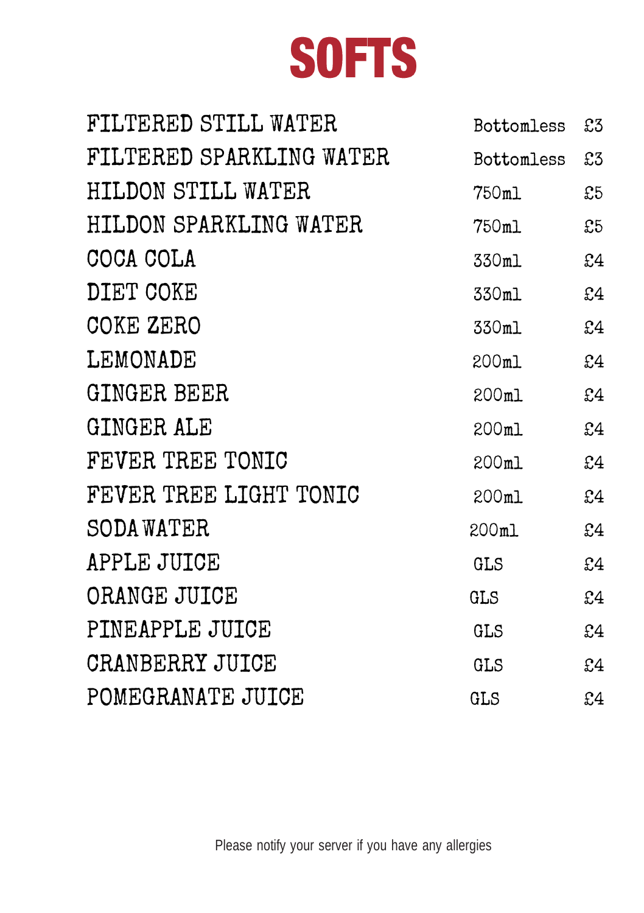# SOFTS

| | | |
|---|---|---|
| FILTERED STILL WATER | Bottomless | £3 |
| FILTERED SPARKLING WATER | Bottomless | £3 |
| HILDON STILL WATER | 750ml | £5 |
| HILDON SPARKLING WATER | 750ml | £5 |
| COCA COLA | 330ml | £4 |
| DIET COKE | 330ml | £4 |
| COKE ZERO | 330ml | £4 |
| LEMONADE | 200ml | £4 |
| GINGER BEER | 200ml | £4 |
| GINGER ALE | 200ml | £4 |
| FEVER TREE TONIC | 200ml | £4 |
| FEVER TREE LIGHT TONIC | 200ml | £4 |
| SODA WATER | 200ml | £4 |
| APPLE JUICE | GLS | £4 |
| ORANGE JUICE | GLS | £4 |
| PINEAPPLE JUICE | GLS | £4 |
| CRANBERRY JUICE | GLS | £4 |
| POMEGRANATE JUICE | GLS | £4 |

Please notify your server if you have any allergies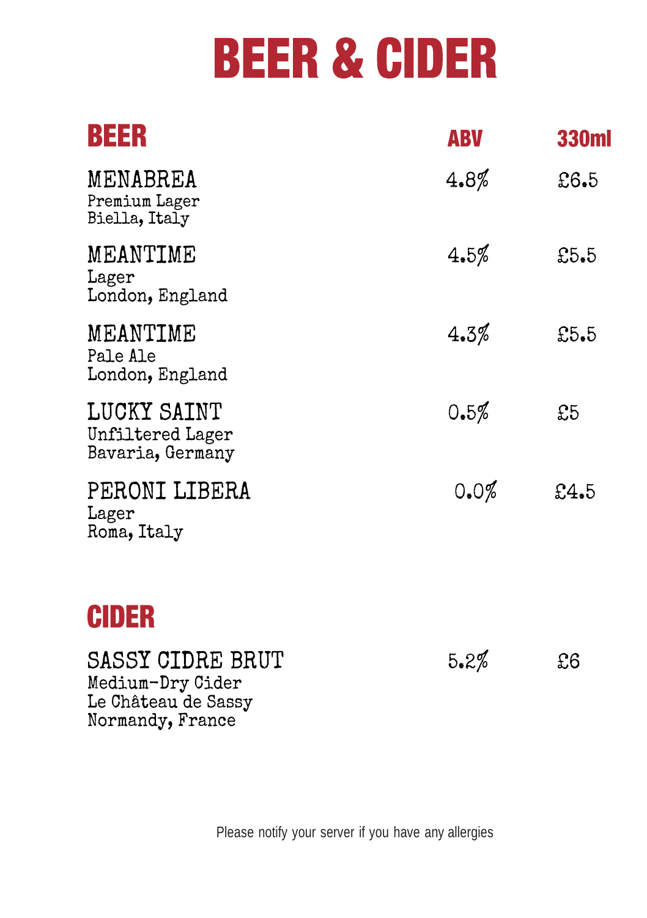# BEER & CIDER

| BEER | ABV | 330ml |
| --- | --- | --- |
| MENABREA<br>Premium Lager<br>Biella, Italy | 4.8% | £6.5 |
| MEANTIME<br>Lager<br>London, England | 4.5% | £5.5 |
| MEANTIME<br>Pale Ale<br>London, England | 4.3% | £5.5 |
| LUCKY SAINT<br>Unfiltered Lager<br>Bavaria, Germany | 0.5% | £5 |
| PERONI LIBERA<br>Lager<br>Roma, Italy | 0.0% | £4.5 |

## CIDER

| | | |
| --- | --- | --- |
| SASSY CIDRE BRUT<br>Medium-Dry Cider<br>Le Château de Sassy<br>Normandy, France | 5.2% | £6 |

Please notify your server if you have any allergies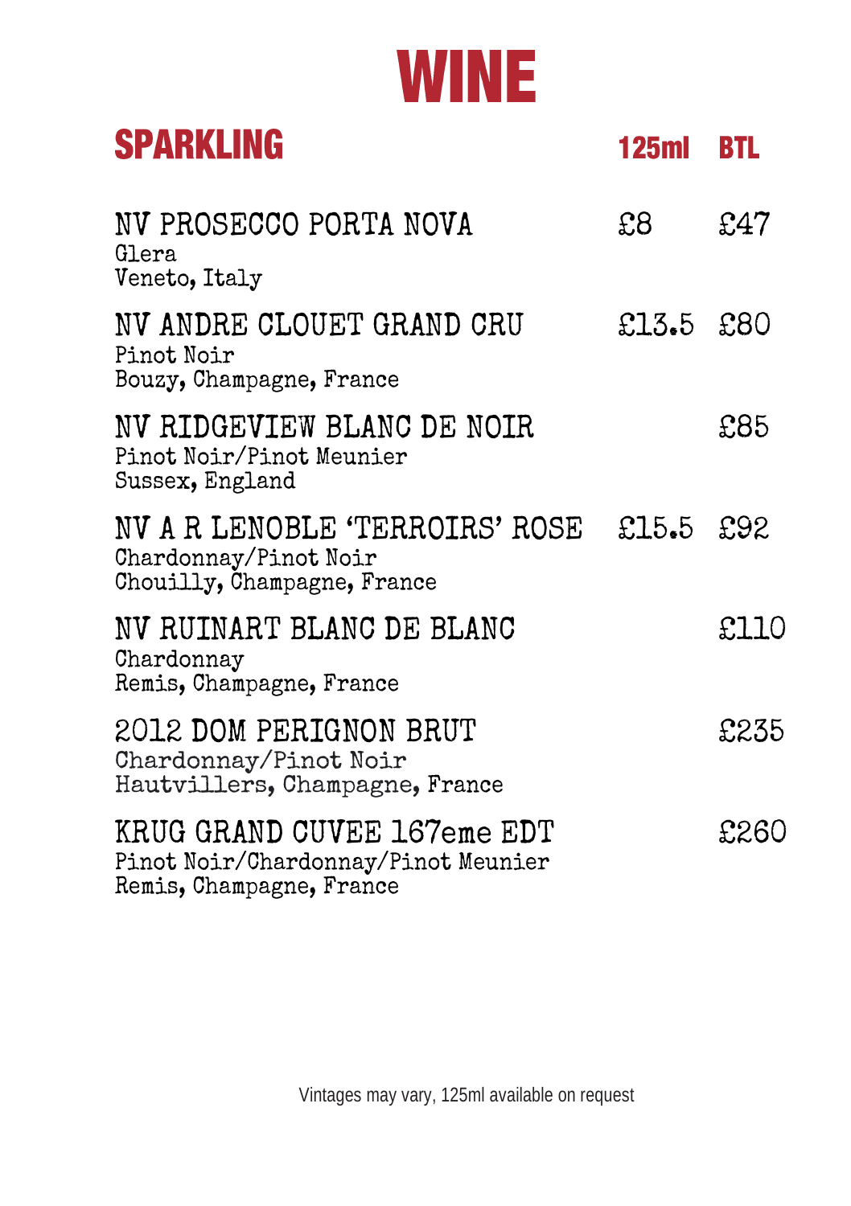# WINE

## SPARKLING

| | 125ml | BTL |
|---|---|---|
| NV PROSECCO PORTA NOVA<br>Glera<br>Veneto, Italy | £8 | £47 |
| NV ANDRE CLOUET GRAND CRU<br>Pinot Noir<br>Bouzy, Champagne, France | £13.5 | £80 |
| NV RIDGEVIEW BLANC DE NOIR<br>Pinot Noir/Pinot Meunier<br>Sussex, England | | £85 |
| NV A R LENOBLE 'TERROIRS' ROSE<br>Chardonnay/Pinot Noir<br>Chouilly, Champagne, France | £15.5 | £92 |
| NV RUINART BLANC DE BLANC<br>Chardonnay<br>Remis, Champagne, France | | £110 |
| 2012 DOM PERIGNON BRUT<br>Chardonnay/Pinot Noir<br>Hautvillers, Champagne, France | | £235 |
| KRUG GRAND CUVEE 167eme EDT<br>Pinot Noir/Chardonnay/Pinot Meunier<br>Remis, Champagne, France | | £260 |

Vintages may vary, 125ml available on request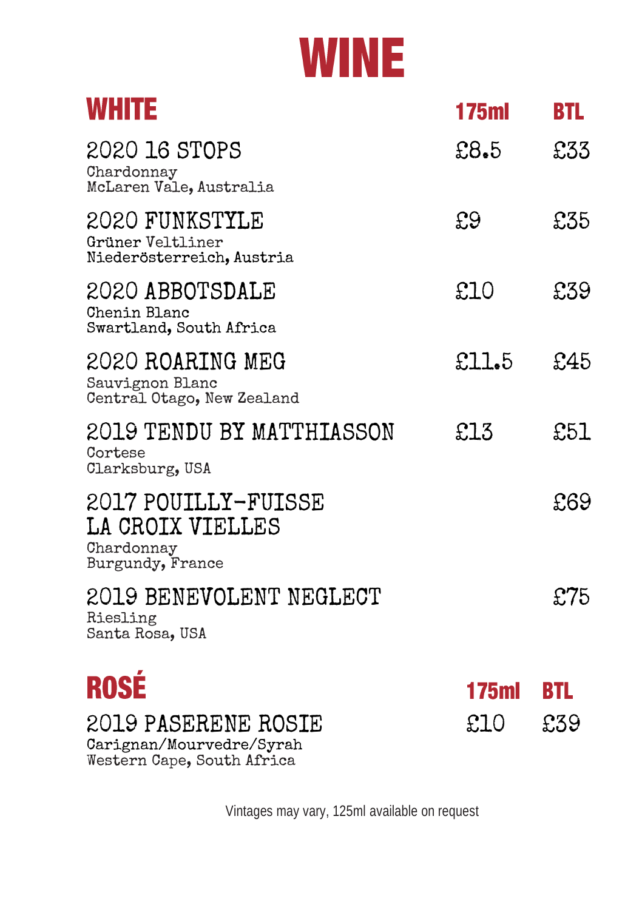# WINE

## WHITE

| WHITE | 175ml | BTL |
|---|---|---|
| 2020 16 STOPS<br>Chardonnay<br>McLaren Vale, Australia | £8.5 | £33 |
| 2020 FUNKSTYLE<br>Grüner Veltliner<br>Niederösterreich, Austria | £9 | £35 |
| 2020 ABBOTSDALE<br>Chenin Blanc<br>Swartland, South Africa | £10 | £39 |
| 2020 ROARING MEG<br>Sauvignon Blanc<br>Central Otago, New Zealand | £11.5 | £45 |
| 2019 TENDU BY MATTHIASSON<br>Cortese<br>Clarksburg, USA | £13 | £51 |
| 2017 POUILLY-FUISSE LA CROIX VIELLES<br>Chardonnay<br>Burgundy, France | | £69 |
| 2019 BENEVOLENT NEGLECT<br>Riesling<br>Santa Rosa, USA | | £75 |

## ROSÉ

| ROSÉ | 175ml | BTL |
|---|---|---|
| 2019 PASERENE ROSIE<br>Carignan/Mourvedre/Syrah<br>Western Cape, South Africa | £10 | £39 |

Vintages may vary, 125ml available on request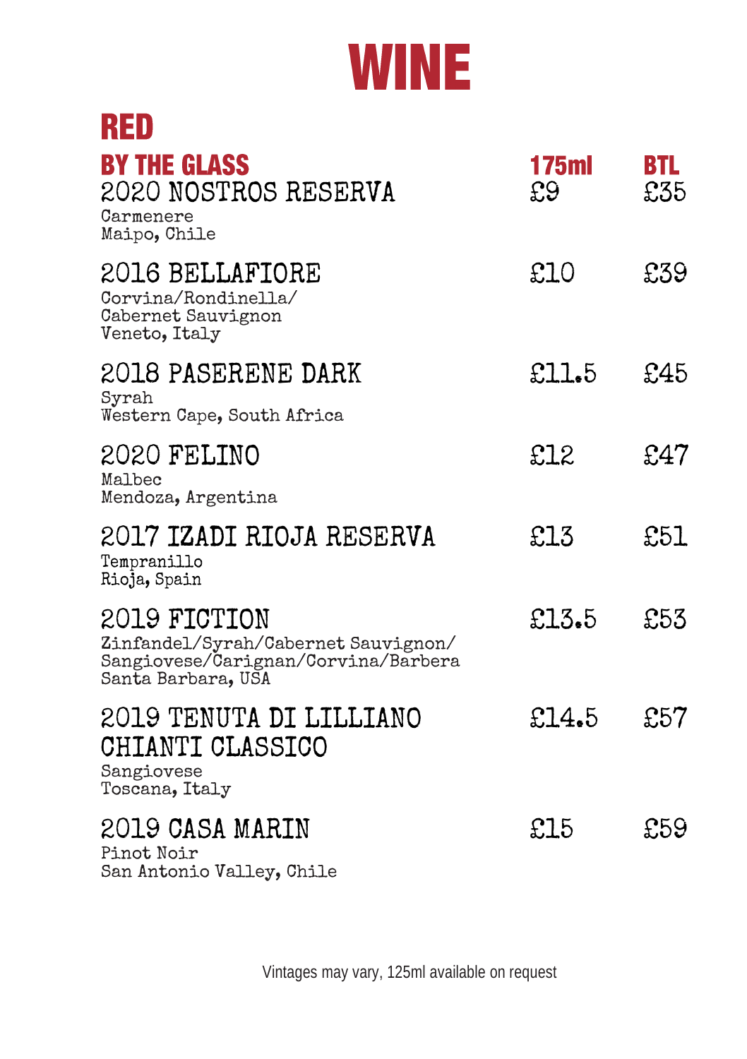# WINE

## RED

| BY THE GLASS | 175ml | BTL |
|---|---|---|
| 2020 NOSTROS RESERVA<br>Carmenere<br>Maipo, Chile | £9 | £35 |
| 2016 BELLAFIORE<br>Corvina/Rondinella/<br>Cabernet Sauvignon<br>Veneto, Italy | £10 | £39 |
| 2018 PASERENE DARK<br>Syrah<br>Western Cape, South Africa | £11.5 | £45 |
| 2020 FELINO<br>Malbec<br>Mendoza, Argentina | £12 | £47 |
| 2017 IZADI RIOJA RESERVA<br>Tempranillo<br>Rioja, Spain | £13 | £51 |
| 2019 FICTION<br>Zinfandel/Syrah/Cabernet Sauvignon/<br>Sangiovese/Carignan/Corvina/Barbera<br>Santa Barbara, USA | £13.5 | £53 |
| 2019 TENUTA DI LILLIANO CHIANTI CLASSICO<br>Sangiovese<br>Toscana, Italy | £14.5 | £57 |
| 2019 CASA MARIN<br>Pinot Noir<br>San Antonio Valley, Chile | £15 | £59 |

Vintages may vary, 125ml available on request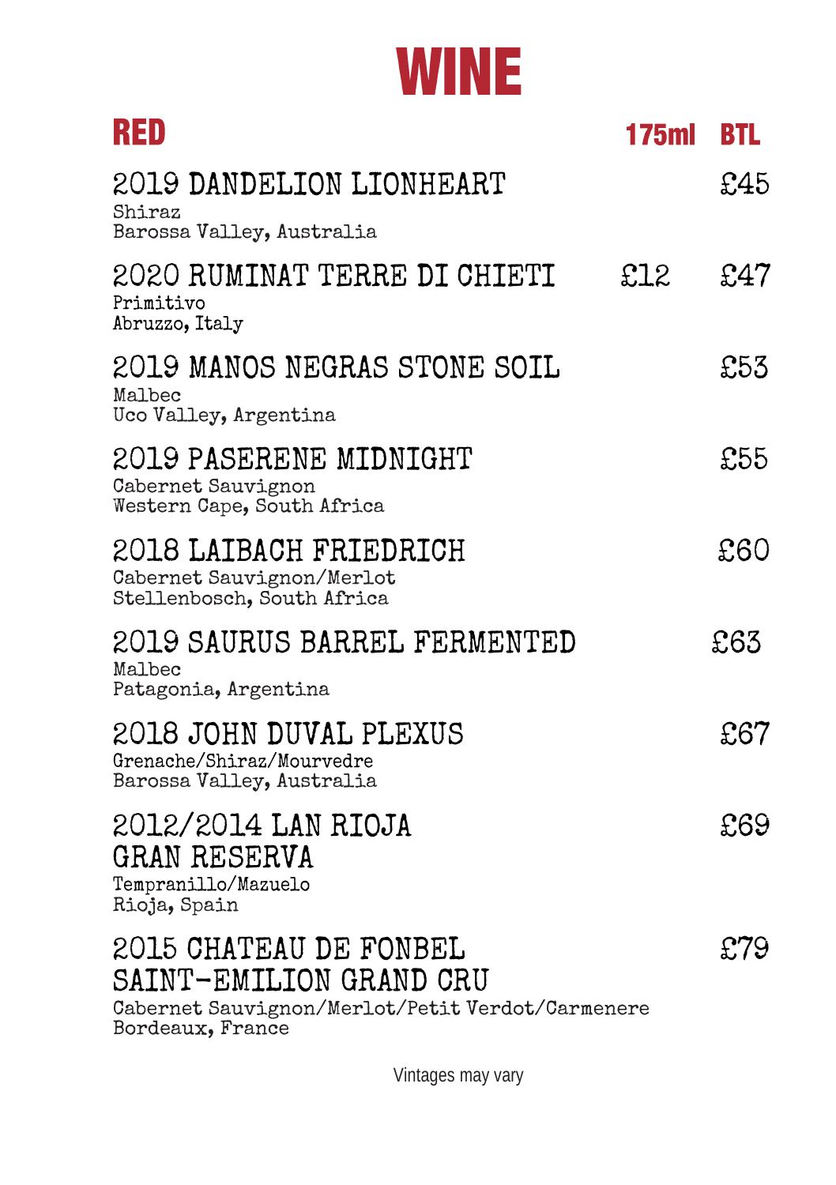# WINE

| RED | 175ml | BTL |
|---|---|---|
| **2019 DANDELION LIONHEART**<br>Shiraz<br>Barossa Valley, Australia | | £45 |
| **2020 RUMINAT TERRE DI CHIETI**<br>Primitivo<br>Abruzzo, Italy | £12 | £47 |
| **2019 MANOS NEGRAS STONE SOIL**<br>Malbec<br>Uco Valley, Argentina | | £53 |
| **2019 PASERENE MIDNIGHT**<br>Cabernet Sauvignon<br>Western Cape, South Africa | | £55 |
| **2018 LAIBACH FRIEDRICH**<br>Cabernet Sauvignon/Merlot<br>Stellenbosch, South Africa | | £60 |
| **2019 SAURUS BARREL FERMENTED**<br>Malbec<br>Patagonia, Argentina | | £63 |
| **2018 JOHN DUVAL PLEXUS**<br>Grenache/Shiraz/Mourvedre<br>Barossa Valley, Australia | | £67 |
| **2012/2014 LAN RIOJA GRAN RESERVA**<br>Tempranillo/Mazuelo<br>Rioja, Spain | | £69 |
| **2015 CHATEAU DE FONBEL SAINT-EMILION GRAND CRU**<br>Cabernet Sauvignon/Merlot/Petit Verdot/Carmenere<br>Bordeaux, France | | £79 |

Vintages may vary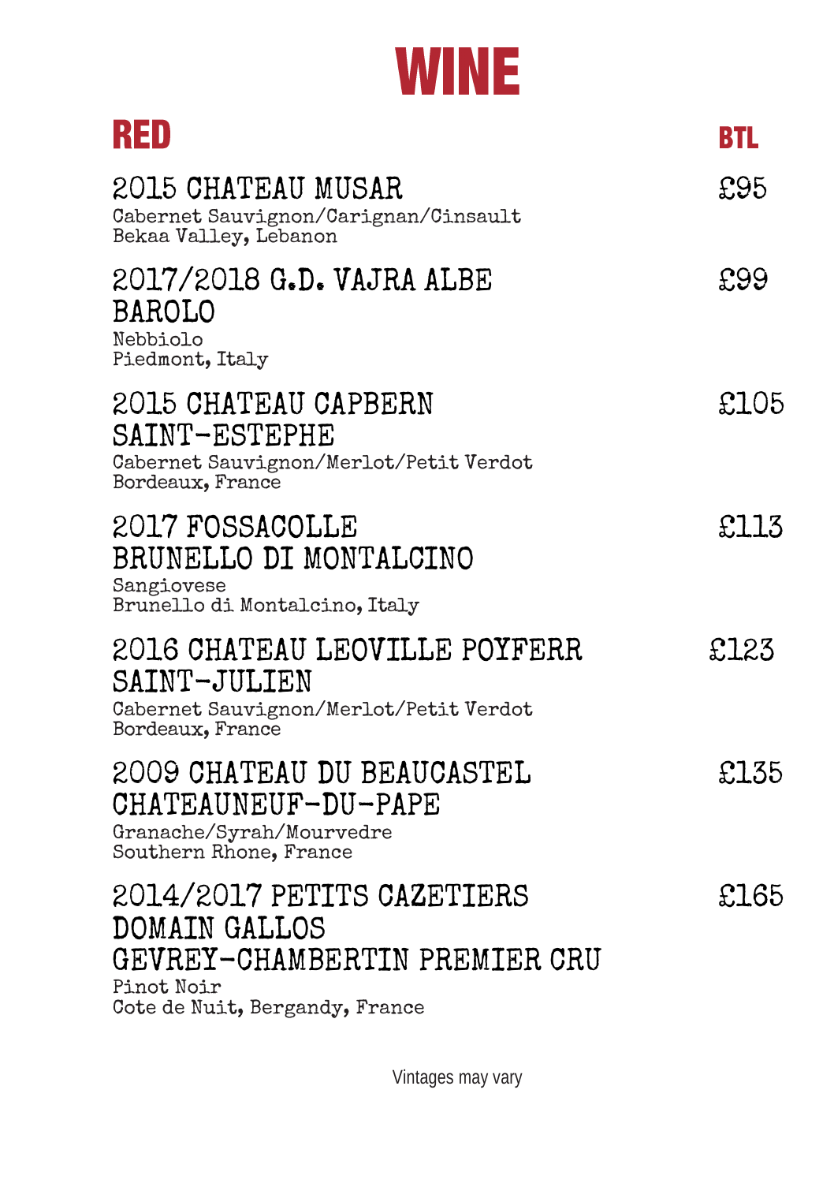# WINE

## RED

**BTL**

**2015 CHATEAU MUSAR** — £95
Cabernet Sauvignon/Carignan/Cinsault
Bekaa Valley, Lebanon

**2017/2018 G.D. VAJRA ALBE BAROLO** — £99
Nebbiolo
Piedmont, Italy

**2015 CHATEAU CAPBERN SAINT-ESTEPHE** — £105
Cabernet Sauvignon/Merlot/Petit Verdot
Bordeaux, France

**2017 FOSSACOLLE BRUNELLO DI MONTALCINO** — £113
Sangiovese
Brunello di Montalcino, Italy

**2016 CHATEAU LEOVILLE POYFERR SAINT-JULIEN** — £123
Cabernet Sauvignon/Merlot/Petit Verdot
Bordeaux, France

**2009 CHATEAU DU BEAUCASTEL CHATEAUNEUF-DU-PAPE** — £135
Granache/Syrah/Mourvedre
Southern Rhone, France

**2014/2017 PETITS CAZETIERS DOMAIN GALLOS GEVREY-CHAMBERTIN PREMIER CRU** — £165
Pinot Noir
Cote de Nuit, Bergandy, France

Vintages may vary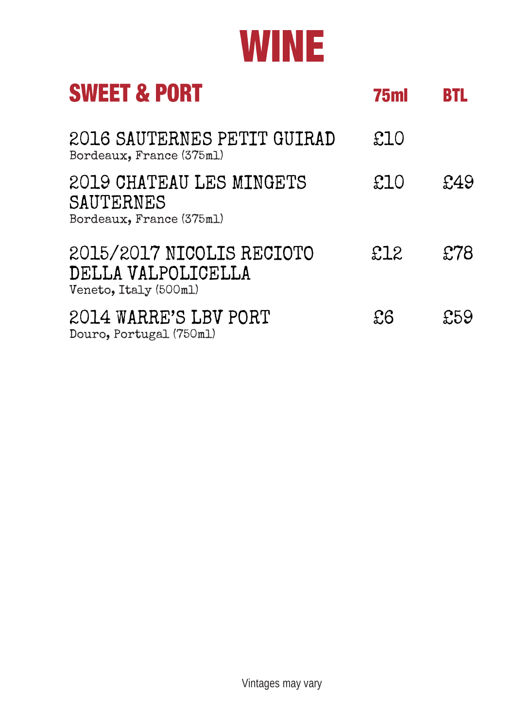# WINE

| SWEET & PORT | 75ml | BTL |
|---|---|---|
| 2016 SAUTERNES PETIT GUIRAD<br>Bordeaux, France (375ml) | £10 | |
| 2019 CHATEAU LES MINGETS SAUTERNES<br>Bordeaux, France (375ml) | £10 | £49 |
| 2015/2017 NICOLIS RECIOTO DELLA VALPOLICELLA<br>Veneto, Italy (500ml) | £12 | £78 |
| 2014 WARRE'S LBV PORT<br>Douro, Portugal (750ml) | £6 | £59 |

Vintages may vary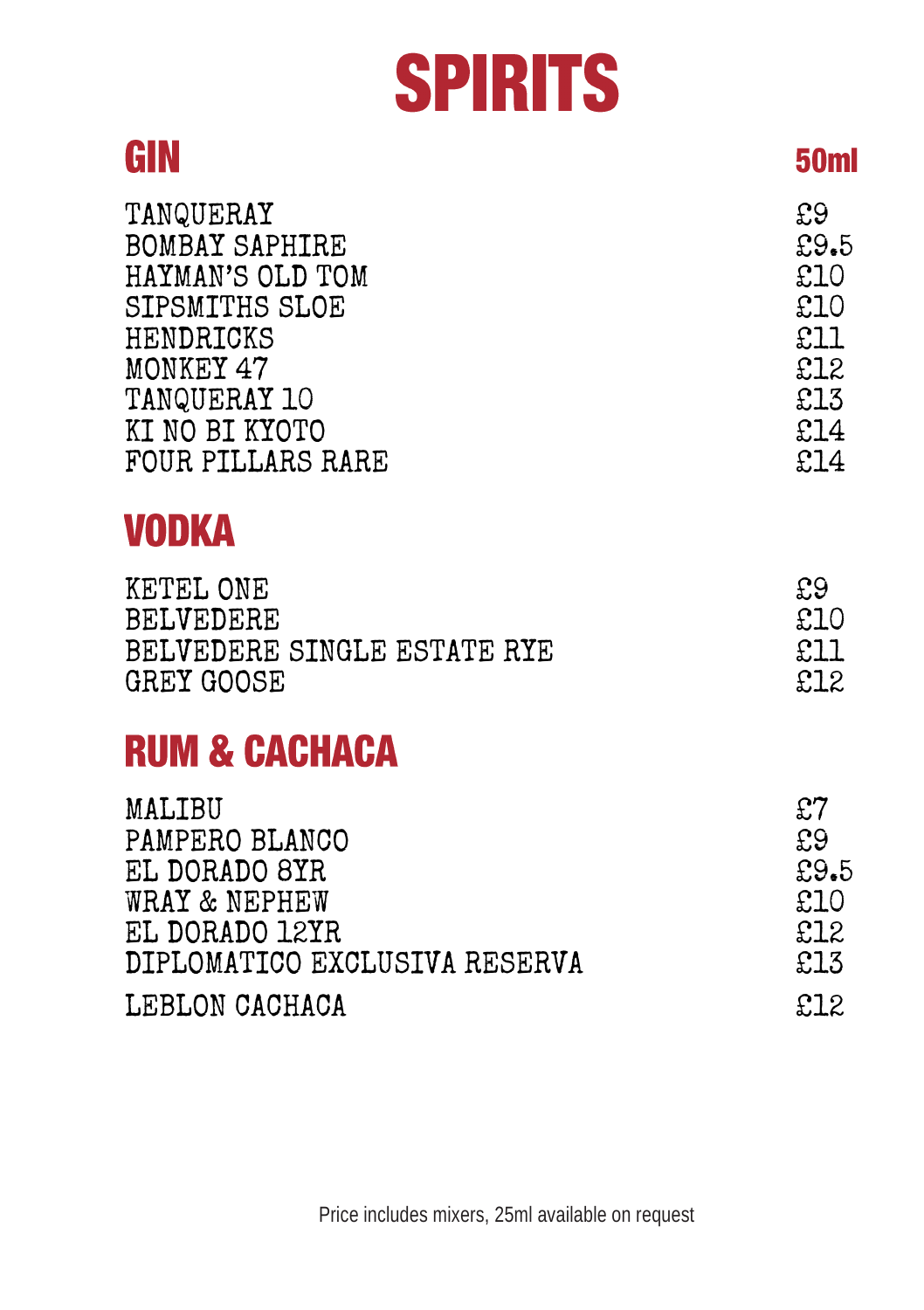# SPIRITS

## GIN

| | 50ml |
|---|---|
| TANQUERAY | £9 |
| BOMBAY SAPHIRE | £9.5 |
| HAYMAN'S OLD TOM | £10 |
| SIPSMITHS SLOE | £10 |
| HENDRICKS | £11 |
| MONKEY 47 | £12 |
| TANQUERAY 10 | £13 |
| KI NO BI KYOTO | £14 |
| FOUR PILLARS RARE | £14 |

## VODKA

| | |
|---|---|
| KETEL ONE | £9 |
| BELVEDERE | £10 |
| BELVEDERE SINGLE ESTATE RYE | £11 |
| GREY GOOSE | £12 |

## RUM & CACHACA

| | |
|---|---|
| MALIBU | £7 |
| PAMPERO BLANCO | £9 |
| EL DORADO 8YR | £9.5 |
| WRAY & NEPHEW | £10 |
| EL DORADO 12YR | £12 |
| DIPLOMATICO EXCLUSIVA RESERVA | £13 |
| LEBLON CACHACA | £12 |

Price includes mixers, 25ml available on request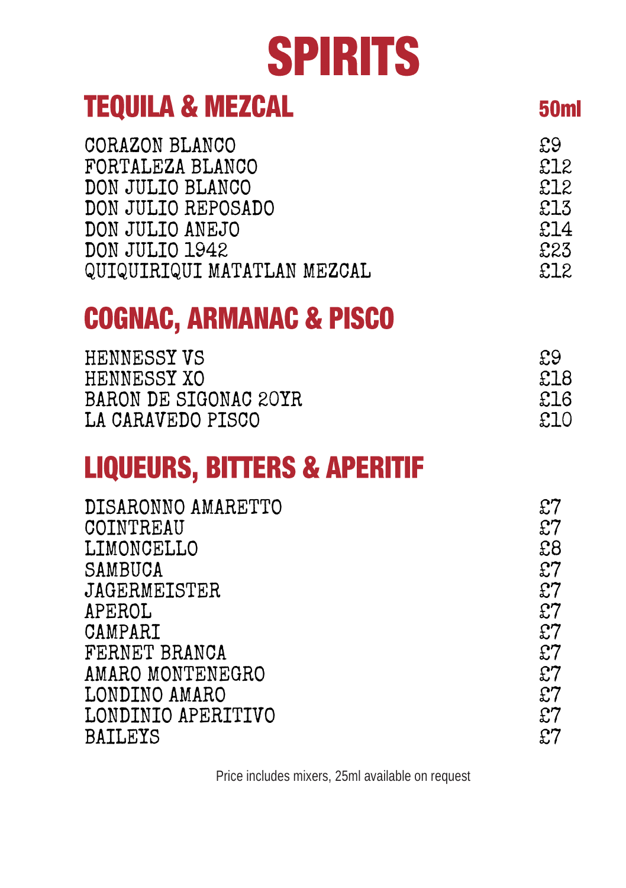# SPIRITS

## TEQUILA & MEZCAL

| | 50ml |
|---|---|
| CORAZON BLANCO | £9 |
| FORTALEZA BLANCO | £12 |
| DON JULIO BLANCO | £12 |
| DON JULIO REPOSADO | £13 |
| DON JULIO ANEJO | £14 |
| DON JULIO 1942 | £23 |
| QUIQUIRIQUI MATATLAN MEZCAL | £12 |

## COGNAC, ARMANAC & PISCO

| | |
|---|---|
| HENNESSY VS | £9 |
| HENNESSY XO | £18 |
| BARON DE SIGONAC 20YR | £16 |
| LA CARAVEDO PISCO | £10 |

## LIQUEURS, BITTERS & APERITIF

| | |
|---|---|
| DISARONNO AMARETTO | £7 |
| COINTREAU | £7 |
| LIMONCELLO | £8 |
| SAMBUCA | £7 |
| JAGERMEISTER | £7 |
| APEROL | £7 |
| CAMPARI | £7 |
| FERNET BRANCA | £7 |
| AMARO MONTENEGRO | £7 |
| LONDINO AMARO | £7 |
| LONDINIO APERITIVO | £7 |
| BAILEYS | £7 |

Price includes mixers, 25ml available on request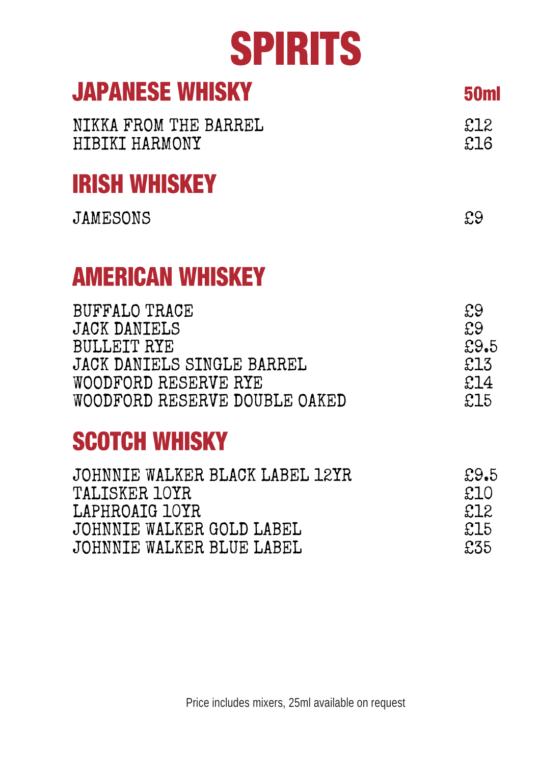# SPIRITS

## JAPANESE WHISKY

| | 50ml |
|---|---|
| NIKKA FROM THE BARREL | £12 |
| HIBIKI HARMONY | £16 |

## IRISH WHISKEY

| | |
|---|---|
| JAMESONS | £9 |

## AMERICAN WHISKEY

| | |
|---|---|
| BUFFALO TRACE | £9 |
| JACK DANIELS | £9 |
| BULLEIT RYE | £9.5 |
| JACK DANIELS SINGLE BARREL | £13 |
| WOODFORD RESERVE RYE | £14 |
| WOODFORD RESERVE DOUBLE OAKED | £15 |

## SCOTCH WHISKY

| | |
|---|---|
| JOHNNIE WALKER BLACK LABEL 12YR | £9.5 |
| TALISKER 10YR | £10 |
| LAPHROAIG 10YR | £12 |
| JOHNNIE WALKER GOLD LABEL | £15 |
| JOHNNIE WALKER BLUE LABEL | £35 |

Price includes mixers, 25ml available on request